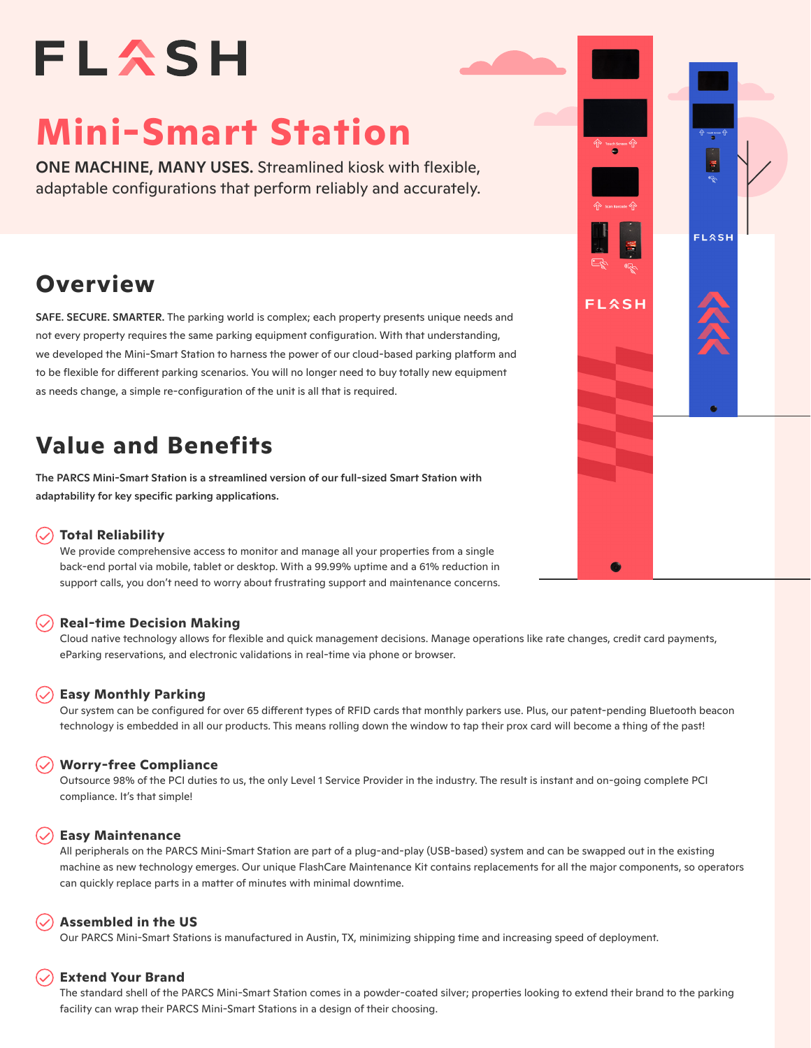# FLASH

# Mini-Smart Station

**ONE MACHINE, MANY USES.** Streamlined kiosk with flexible, adaptable configurations that perform reliably and accurately.

## Overview

**SAFE. SECURE. SMARTER.** The parking world is complex; each property presents unique needs and not every property requires the same parking equipment configuration. With that understanding, we developed the Mini-Smart Station to harness the power of our cloud-based parking platform and to be flexible for different parking scenarios. You will no longer need to buy totally new equipment as needs change, a simple re-configuration of the unit is all that is required.

## Value and Benefits

**The PARCS Mini-Smart Station is a streamlined version of our full-sized Smart Station with adaptability for key specific parking applications.**

### Total Reliability

We provide comprehensive access to monitor and manage all your properties from a single back-end portal via mobile, tablet or desktop. With a 99.99% uptime and a 61% reduction in support calls, you don't need to worry about frustrating support and maintenance concerns.

### Real-time Decision Making

Cloud native technology allows for flexible and quick management decisions. Manage operations like rate changes, credit card payments, eParking reservations, and electronic validations in real-time via phone or browser.

### Easy Monthly Parking

Our system can be configured for over 65 different types of RFID cards that monthly parkers use. Plus, our patent-pending Bluetooth beacon technology is embedded in all our products. This means rolling down the window to tap their prox card will become a thing of the past!

### Worry-free Compliance

Outsource 98% of the PCI duties to us, the only Level 1 Service Provider in the industry. The result is instant and on-going complete PCI compliance. It's that simple!

### Easy Maintenance

All peripherals on the PARCS Mini-Smart Station are part of a plug-and-play (USB-based) system and can be swapped out in the existing machine as new technology emerges. Our unique FlashCare Maintenance Kit contains replacements for all the major components, so operators can quickly replace parts in a matter of minutes with minimal downtime.

### Assembled in the US

Our PARCS Mini-Smart Stations is manufactured in Austin, TX, minimizing shipping time and increasing speed of deployment.

### Extend Your Brand

The standard shell of the PARCS Mini-Smart Station comes in a powder-coated silver; properties looking to extend their brand to the parking facility can wrap their PARCS Mini-Smart Stations in a design of their choosing.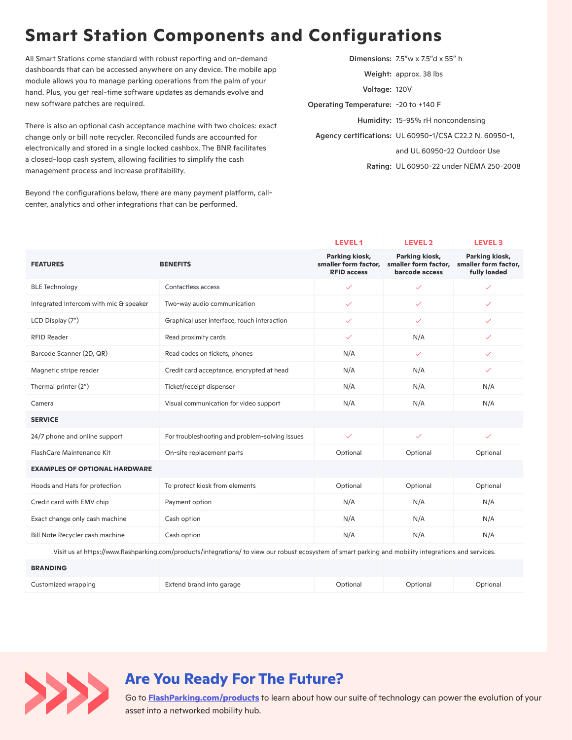# Smart Station Components and Configurations

All Smart Stations come standard with robust reporting and on-demand dashboards that can be accessed anywhere on any device. The mobile app module allows you to manage parking operations from the palm of your hand. Plus, you get real-time software updates as demands evolve and new software patches are required.

There is also an optional cash acceptance machine with two choices: exact change only or bill note recycler. Reconciled funds are accounted for electronically and stored in a single locked cashbox. The BNR facilitates a closed-loop cash system, allowing facilities to simplify the cash management process and increase profitability.

Beyond the configurations below, there are many payment platform, call-center, analytics and other integrations that can be performed.

**Dimensions:** 7.5″w x 7.5″d x 55″ h

**Weight:** approx. 38 lbs

**Voltage:** 120V

**Operating Temperature:** -20 to +140 F

**Humidity:** 15-95% rH noncondensing

**Agency certifications:** UL 60950-1/CSA C22.2 N. 60950-1, and UL 60950-22 Outdoor Use

**Rating:** UL 60950-22 under NEMA 250-2008

| | | LEVEL 1 | LEVEL 2 | LEVEL 3 |
|---|---|---|---|---|
| **FEATURES** | **BENEFITS** | **Parking kiosk, smaller form factor, RFID access** | **Parking kiosk, smaller form factor, barcode access** | **Parking kiosk, smaller form factor, fully loaded** |
| BLE Technology | Contactless access | ✓ | ✓ | ✓ |
| Integrated Intercom with mic & speaker | Two-way audio communication | ✓ | ✓ | ✓ |
| LCD Display (7″) | Graphical user interface, touch interaction | ✓ | ✓ | ✓ |
| RFID Reader | Read proximity cards | ✓ | N/A | ✓ |
| Barcode Scanner (2D, QR) | Read codes on tickets, phones | N/A | ✓ | ✓ |
| Magnetic stripe reader | Credit card acceptance, encrypted at head | N/A | N/A | ✓ |
| Thermal printer (2″) | Ticket/receipt dispenser | N/A | N/A | N/A |
| Camera | Visual communication for video support | N/A | N/A | N/A |
| **SERVICE** | | | | |
| 24/7 phone and online support | For troubleshooting and problem-solving issues | ✓ | ✓ | ✓ |
| FlashCare Maintenance Kit | On-site replacement parts | Optional | Optional | Optional |
| **EXAMPLES OF OPTIONAL HARDWARE** | | | | |
| Hoods and Hats for protection | To protect kiosk from elements | Optional | Optional | Optional |
| Credit card with EMV chip | Payment option | N/A | N/A | N/A |
| Exact change only cash machine | Cash option | N/A | N/A | N/A |
| Bill Note Recycler cash machine | Cash option | N/A | N/A | N/A |
| Visit us at https://www.flashparking.com/products/integrations/ to view our robust ecosystem of smart parking and mobility integrations and services. | | | | |
| **BRANDING** | | | | |
| Customized wrapping | Extend brand into garage | Optional | Optional | Optional |

## Are You Ready For The Future?

Go to [FlashParking.com/products](https://FlashParking.com/products) to learn about how our suite of technology can power the evolution of your asset into a networked mobility hub.